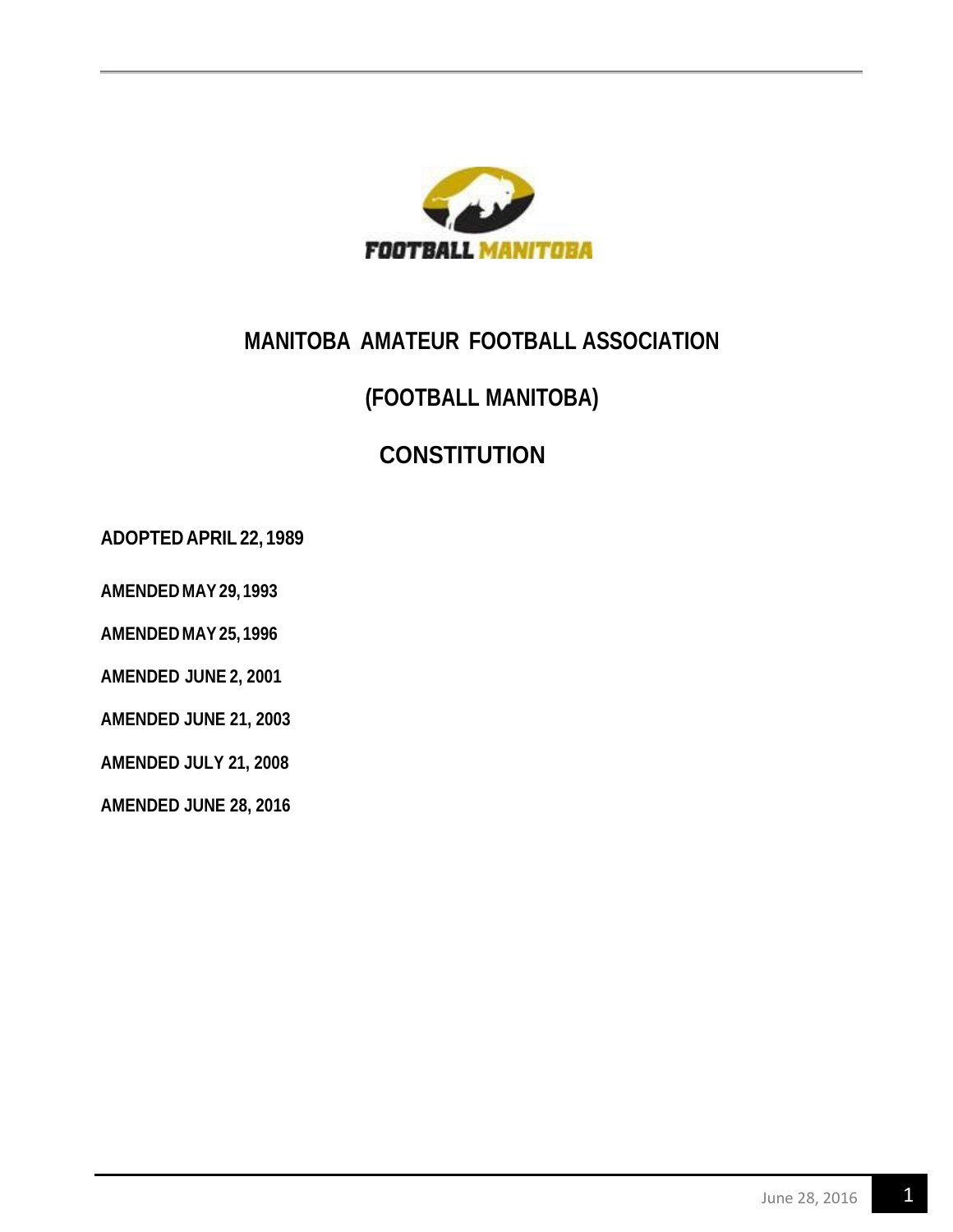# MANITOBA AMATEUR FOOTBALL ASSOCIATION

# (FOOTBALL MANITOBA)

# CONSTITUTION

**ADOPTED APRIL 22, 1989**

**AMENDED MAY 29, 1993**

**AMENDED MAY 25, 1996**

**AMENDED JUNE 2, 2001**

**AMENDED JUNE 21, 2003**

**AMENDED JULY 21, 2008**

**AMENDED JUNE 28, 2016**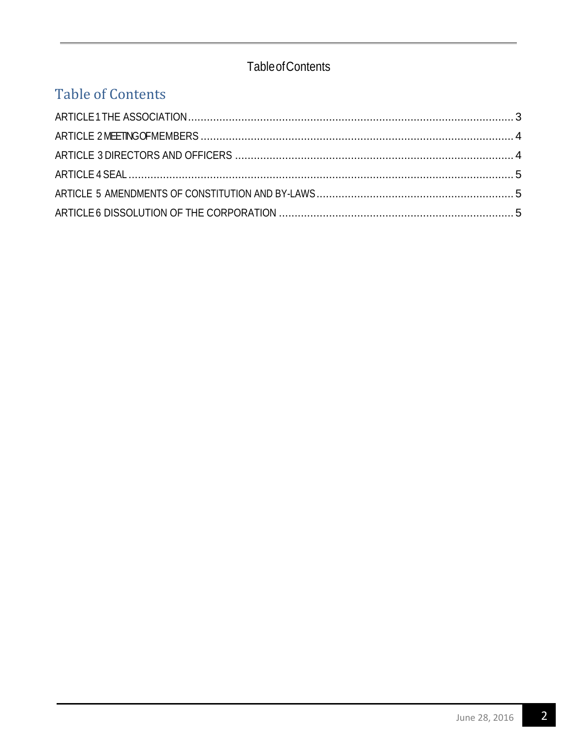Table of Contents

## Table of Contents

ARTICLE 1 THE ASSOCIATION ........................................................................................................ 3

ARTICLE 2 MEETING OF MEMBERS .................................................................................................. 4

ARTICLE 3 DIRECTORS AND OFFICERS ........................................................................................ 4

ARTICLE 4 SEAL ........................................................................................................................... 5

ARTICLE 5 AMENDMENTS OF CONSTITUTION AND BY-LAWS .............................................................. 5

ARTICLE 6 DISSOLUTION OF THE CORPORATION ........................................................................... 5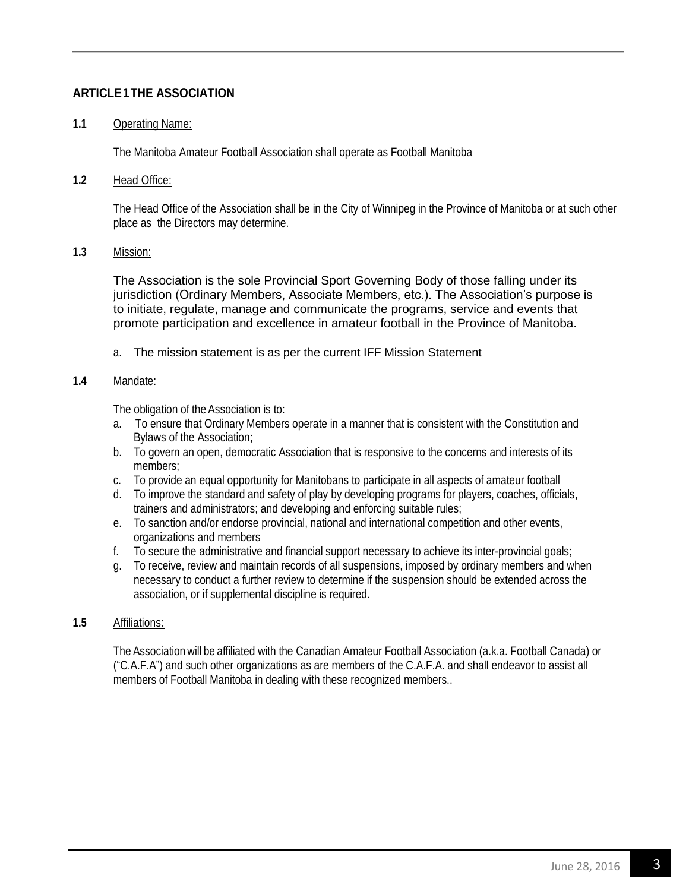## ARTICLE 1 THE ASSOCIATION

**1.1** Operating Name:

The Manitoba Amateur Football Association shall operate as Football Manitoba

**1.2** Head Office:

The Head Office of the Association shall be in the City of Winnipeg in the Province of Manitoba or at such other place as the Directors may determine.

**1.3** Mission:

The Association is the sole Provincial Sport Governing Body of those falling under its jurisdiction (Ordinary Members, Associate Members, etc.). The Association's purpose is to initiate, regulate, manage and communicate the programs, service and events that promote participation and excellence in amateur football in the Province of Manitoba.

a. The mission statement is as per the current IFF Mission Statement

**1.4** Mandate:

The obligation of the Association is to:

a. To ensure that Ordinary Members operate in a manner that is consistent with the Constitution and Bylaws of the Association;
b. To govern an open, democratic Association that is responsive to the concerns and interests of its members;
c. To provide an equal opportunity for Manitobans to participate in all aspects of amateur football
d. To improve the standard and safety of play by developing programs for players, coaches, officials, trainers and administrators; and developing and enforcing suitable rules;
e. To sanction and/or endorse provincial, national and international competition and other events, organizations and members
f. To secure the administrative and financial support necessary to achieve its inter-provincial goals;
g. To receive, review and maintain records of all suspensions, imposed by ordinary members and when necessary to conduct a further review to determine if the suspension should be extended across the association, or if supplemental discipline is required.

**1.5** Affiliations:

The Association will be affiliated with the Canadian Amateur Football Association (a.k.a. Football Canada) or ("C.A.F.A") and such other organizations as are members of the C.A.F.A. and shall endeavor to assist all members of Football Manitoba in dealing with these recognized members..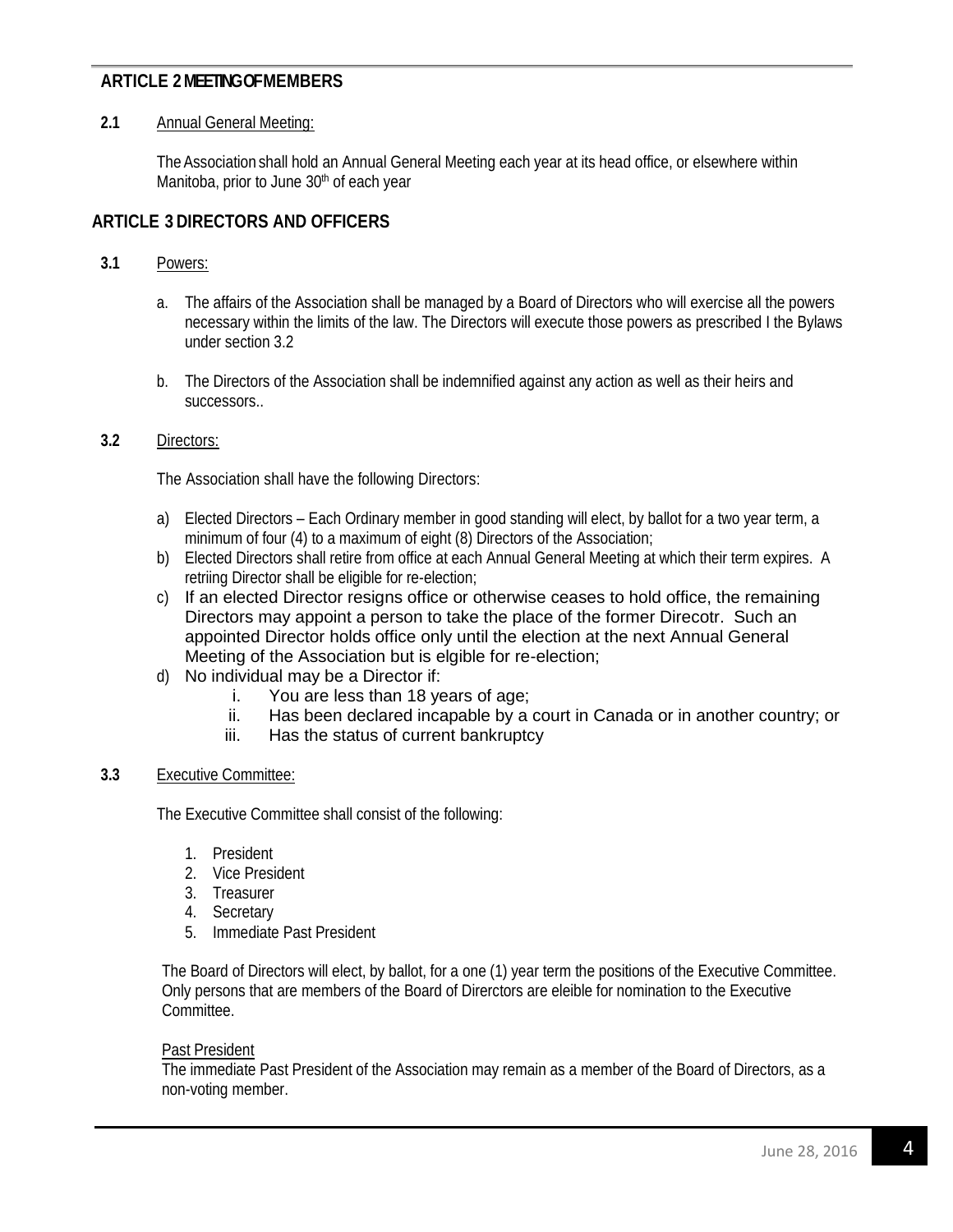## ARTICLE 2 MEETING OF MEMBERS

**2.1** Annual General Meeting:

The Association shall hold an Annual General Meeting each year at its head office, or elsewhere within Manitoba, prior to June 30th of each year

## ARTICLE 3 DIRECTORS AND OFFICERS

**3.1** Powers:

a. The affairs of the Association shall be managed by a Board of Directors who will exercise all the powers necessary within the limits of the law. The Directors will execute those powers as prescribed I the Bylaws under section 3.2

b. The Directors of the Association shall be indemnified against any action as well as their heirs and successors..

**3.2** Directors:

The Association shall have the following Directors:

a) Elected Directors – Each Ordinary member in good standing will elect, by ballot for a two year term, a minimum of four (4) to a maximum of eight (8) Directors of the Association;
b) Elected Directors shall retire from office at each Annual General Meeting at which their term expires. A retriing Director shall be eligible for re-election;
c) If an elected Director resigns office or otherwise ceases to hold office, the remaining Directors may appoint a person to take the place of the former Direcotr. Such an appointed Director holds office only until the election at the next Annual General Meeting of the Association but is elgible for re-election;
d) No individual may be a Director if:
    i. You are less than 18 years of age;
    ii. Has been declared incapable by a court in Canada or in another country; or
    iii. Has the status of current bankruptcy

**3.3** Executive Committee:

The Executive Committee shall consist of the following:

1. President
2. Vice President
3. Treasurer
4. Secretary
5. Immediate Past President

The Board of Directors will elect, by ballot, for a one (1) year term the positions of the Executive Committee. Only persons that are members of the Board of Direrctors are eleible for nomination to the Executive Committee.

Past President

The immediate Past President of the Association may remain as a member of the Board of Directors, as a non-voting member.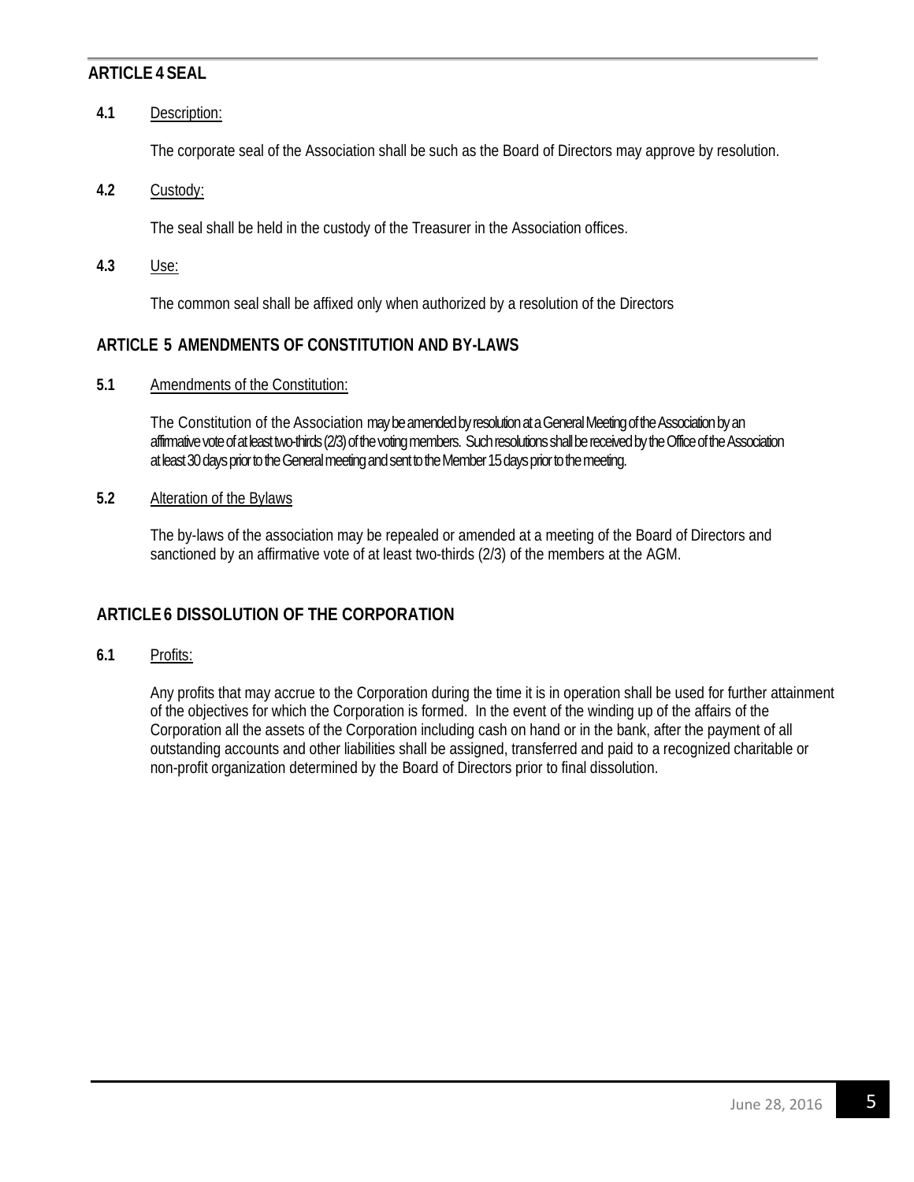## ARTICLE 4 SEAL

**4.1** Description:

The corporate seal of the Association shall be such as the Board of Directors may approve by resolution.

**4.2** Custody:

The seal shall be held in the custody of the Treasurer in the Association offices.

**4.3** Use:

The common seal shall be affixed only when authorized by a resolution of the Directors

## ARTICLE 5 AMENDMENTS OF CONSTITUTION AND BY-LAWS

**5.1** Amendments of the Constitution:

The Constitution of the Association may be amended by resolution at a General Meeting of the Association by an affirmative vote of at least two-thirds (2/3) of the voting members. Such resolutions shall be received by the Office of the Association at least 30 days prior to the General meeting and sent to the Member 15 days prior to the meeting.

**5.2** Alteration of the Bylaws

The by-laws of the association may be repealed or amended at a meeting of the Board of Directors and sanctioned by an affirmative vote of at least two-thirds (2/3) of the members at the AGM.

## ARTICLE 6 DISSOLUTION OF THE CORPORATION

**6.1** Profits:

Any profits that may accrue to the Corporation during the time it is in operation shall be used for further attainment of the objectives for which the Corporation is formed. In the event of the winding up of the affairs of the Corporation all the assets of the Corporation including cash on hand or in the bank, after the payment of all outstanding accounts and other liabilities shall be assigned, transferred and paid to a recognized charitable or non-profit organization determined by the Board of Directors prior to final dissolution.